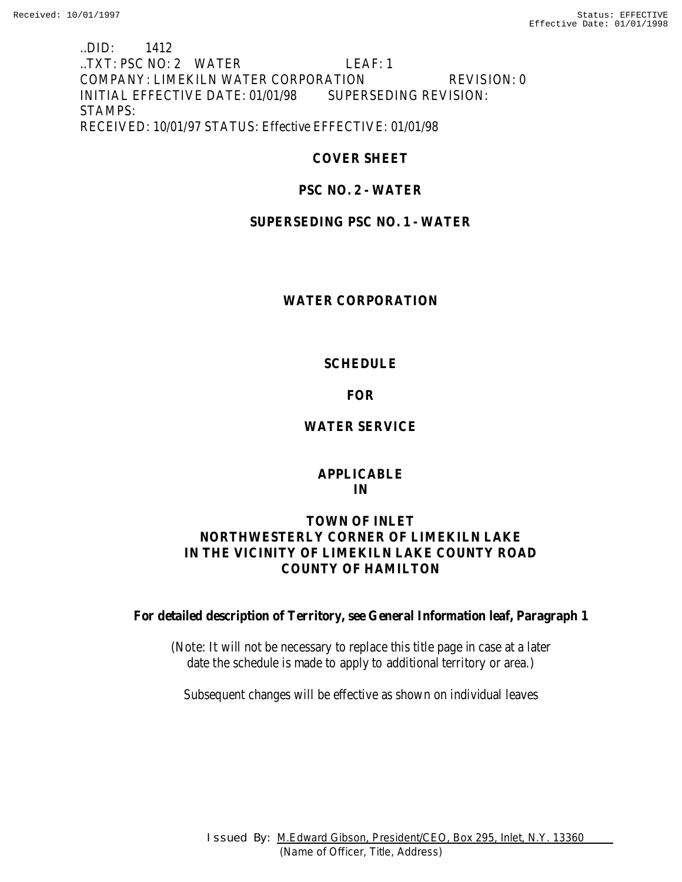..DID: 1412
..TXT: PSC NO: 2 WATER LEAF: 1
COMPANY: LIMEKILN WATER CORPORATION REVISION: 0
INITIAL EFFECTIVE DATE: 01/01/98 SUPERSEDING REVISION:
STAMPS:
RECEIVED: 10/01/97 STATUS: Effective EFFECTIVE: 01/01/98

**COVER SHEET**

**PSC NO. 2 - WATER**

**SUPERSEDING PSC NO. 1 - WATER**

**WATER CORPORATION**

**SCHEDULE**

**FOR**

**WATER SERVICE**

**APPLICABLE**
**IN**

**TOWN OF INLET**
**NORTHWESTERLY CORNER OF LIMEKILN LAKE**
**IN THE VICINITY OF LIMEKILN LAKE COUNTY ROAD**
**COUNTY OF HAMILTON**

**For detailed description of Territory, see General Information leaf, Paragraph 1**

(Note: It will not be necessary to replace this title page in case at a later date the schedule is made to apply to additional territory or area.)

Subsequent changes will be effective as shown on individual leaves

Issued By: M.Edward Gibson, President/CEO, Box 295, Inlet, N.Y. 13360
(Name of Officer, Title, Address)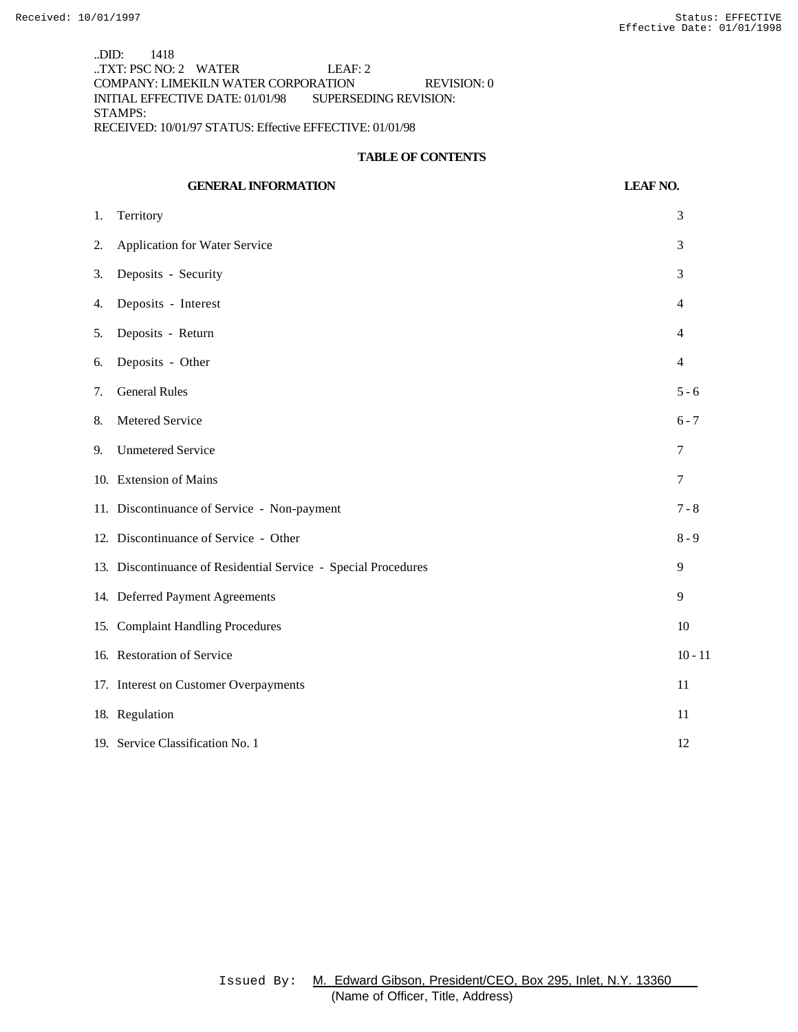..DID: 1418
..TXT: PSC NO: 2 WATER LEAF: 2
COMPANY: LIMEKILN WATER CORPORATION REVISION: 0
INITIAL EFFECTIVE DATE: 01/01/98 SUPERSEDING REVISION:
STAMPS:
RECEIVED: 10/01/97 STATUS: Effective EFFECTIVE: 01/01/98

## TABLE OF CONTENTS

| GENERAL INFORMATION | LEAF NO. |
|---|---|
| 1. Territory | 3 |
| 2. Application for Water Service | 3 |
| 3. Deposits - Security | 3 |
| 4. Deposits - Interest | 4 |
| 5. Deposits - Return | 4 |
| 6. Deposits - Other | 4 |
| 7. General Rules | 5 - 6 |
| 8. Metered Service | 6 - 7 |
| 9. Unmetered Service | 7 |
| 10. Extension of Mains | 7 |
| 11. Discontinuance of Service - Non-payment | 7 - 8 |
| 12. Discontinuance of Service - Other | 8 - 9 |
| 13. Discontinuance of Residential Service - Special Procedures | 9 |
| 14. Deferred Payment Agreements | 9 |
| 15. Complaint Handling Procedures | 10 |
| 16. Restoration of Service | 10 - 11 |
| 17. Interest on Customer Overpayments | 11 |
| 18. Regulation | 11 |
| 19. Service Classification No. 1 | 12 |

Issued By: M. Edward Gibson, President/CEO, Box 295, Inlet, N.Y. 13360
(Name of Officer, Title, Address)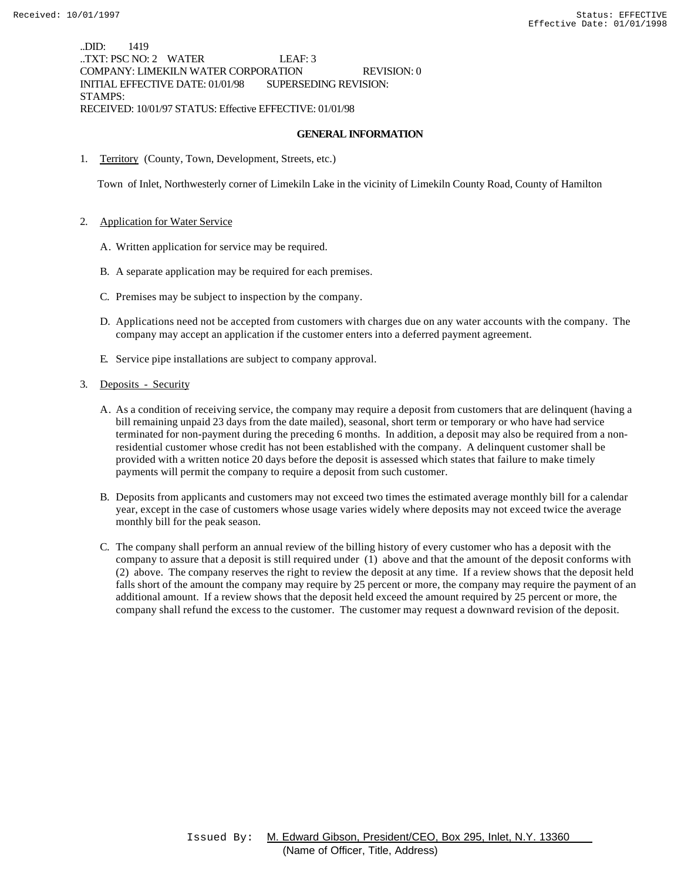..DID: 1419
..TXT: PSC NO: 2 WATER LEAF: 3
COMPANY: LIMEKILN WATER CORPORATION REVISION: 0
INITIAL EFFECTIVE DATE: 01/01/98 SUPERSEDING REVISION:
STAMPS:
RECEIVED: 10/01/97 STATUS: Effective EFFECTIVE: 01/01/98

## GENERAL INFORMATION

1. Territory (County, Town, Development, Streets, etc.)

   Town of Inlet, Northwesterly corner of Limekiln Lake in the vicinity of Limekiln County Road, County of Hamilton

2. Application for Water Service

   A. Written application for service may be required.

   B. A separate application may be required for each premises.

   C. Premises may be subject to inspection by the company.

   D. Applications need not be accepted from customers with charges due on any water accounts with the company. The company may accept an application if the customer enters into a deferred payment agreement.

   E. Service pipe installations are subject to company approval.

3. Deposits - Security

   A. As a condition of receiving service, the company may require a deposit from customers that are delinquent (having a bill remaining unpaid 23 days from the date mailed), seasonal, short term or temporary or who have had service terminated for non-payment during the preceding 6 months. In addition, a deposit may also be required from a non-residential customer whose credit has not been established with the company. A delinquent customer shall be provided with a written notice 20 days before the deposit is assessed which states that failure to make timely payments will permit the company to require a deposit from such customer.

   B. Deposits from applicants and customers may not exceed two times the estimated average monthly bill for a calendar year, except in the case of customers whose usage varies widely where deposits may not exceed twice the average monthly bill for the peak season.

   C. The company shall perform an annual review of the billing history of every customer who has a deposit with the company to assure that a deposit is still required under (1) above and that the amount of the deposit conforms with (2) above. The company reserves the right to review the deposit at any time. If a review shows that the deposit held falls short of the amount the company may require by 25 percent or more, the company may require the payment of an additional amount. If a review shows that the deposit held exceed the amount required by 25 percent or more, the company shall refund the excess to the customer. The customer may request a downward revision of the deposit.

Issued By: M. Edward Gibson, President/CEO, Box 295, Inlet, N.Y. 13360
(Name of Officer, Title, Address)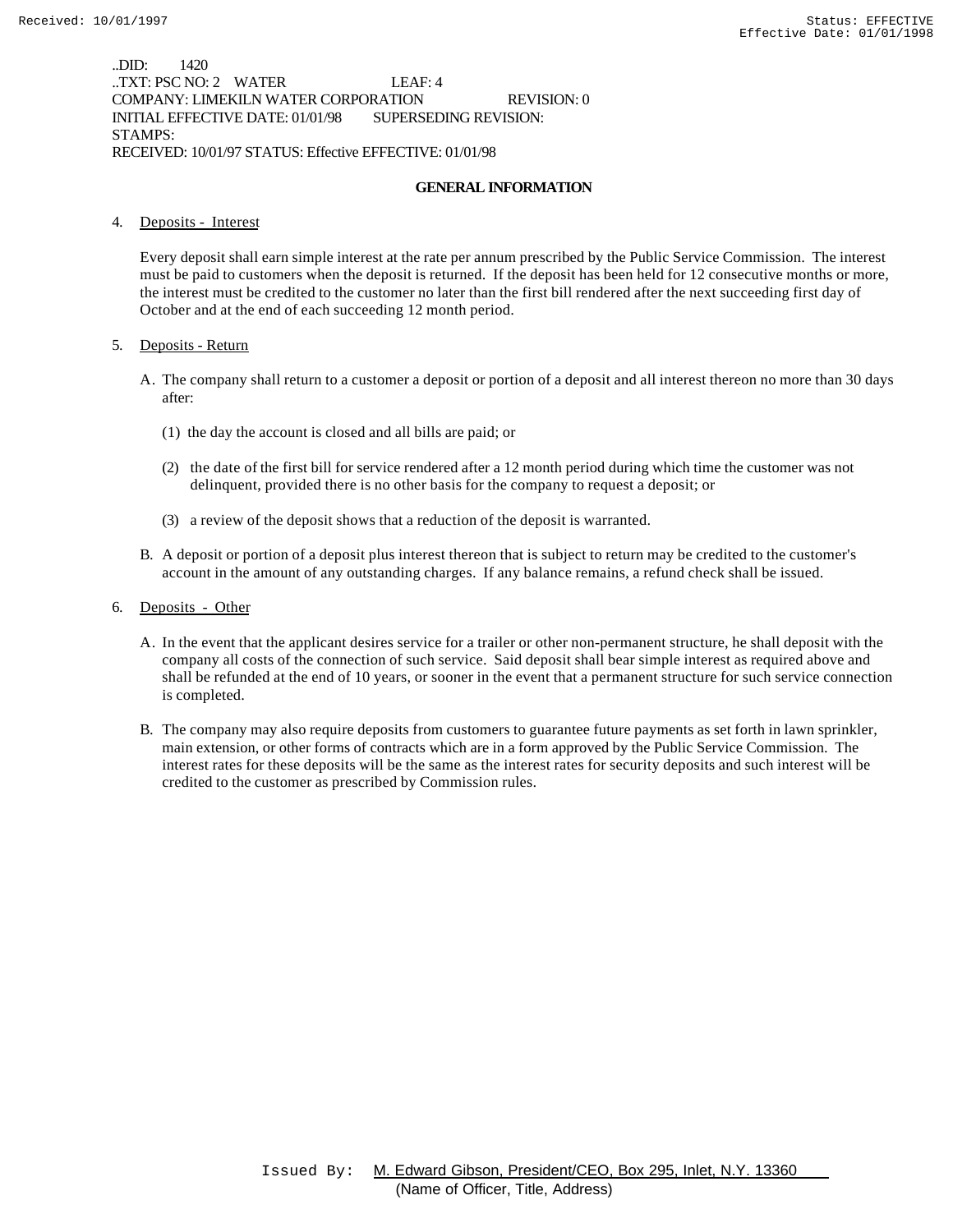..DID: 1420
..TXT: PSC NO: 2 WATER LEAF: 4
COMPANY: LIMEKILN WATER CORPORATION REVISION: 0
INITIAL EFFECTIVE DATE: 01/01/98 SUPERSEDING REVISION:
STAMPS:
RECEIVED: 10/01/97 STATUS: Effective EFFECTIVE: 01/01/98

## GENERAL INFORMATION

4. Deposits - Interest

   Every deposit shall earn simple interest at the rate per annum prescribed by the Public Service Commission. The interest must be paid to customers when the deposit is returned. If the deposit has been held for 12 consecutive months or more, the interest must be credited to the customer no later than the first bill rendered after the next succeeding first day of October and at the end of each succeeding 12 month period.

5. Deposits - Return

   A. The company shall return to a customer a deposit or portion of a deposit and all interest thereon no more than 30 days after:

      (1) the day the account is closed and all bills are paid; or

      (2) the date of the first bill for service rendered after a 12 month period during which time the customer was not delinquent, provided there is no other basis for the company to request a deposit; or

      (3) a review of the deposit shows that a reduction of the deposit is warranted.

   B. A deposit or portion of a deposit plus interest thereon that is subject to return may be credited to the customer's account in the amount of any outstanding charges. If any balance remains, a refund check shall be issued.

6. Deposits - Other

   A. In the event that the applicant desires service for a trailer or other non-permanent structure, he shall deposit with the company all costs of the connection of such service. Said deposit shall bear simple interest as required above and shall be refunded at the end of 10 years, or sooner in the event that a permanent structure for such service connection is completed.

   B. The company may also require deposits from customers to guarantee future payments as set forth in lawn sprinkler, main extension, or other forms of contracts which are in a form approved by the Public Service Commission. The interest rates for these deposits will be the same as the interest rates for security deposits and such interest will be credited to the customer as prescribed by Commission rules.

Issued By: M. Edward Gibson, President/CEO, Box 295, Inlet, N.Y. 13360
(Name of Officer, Title, Address)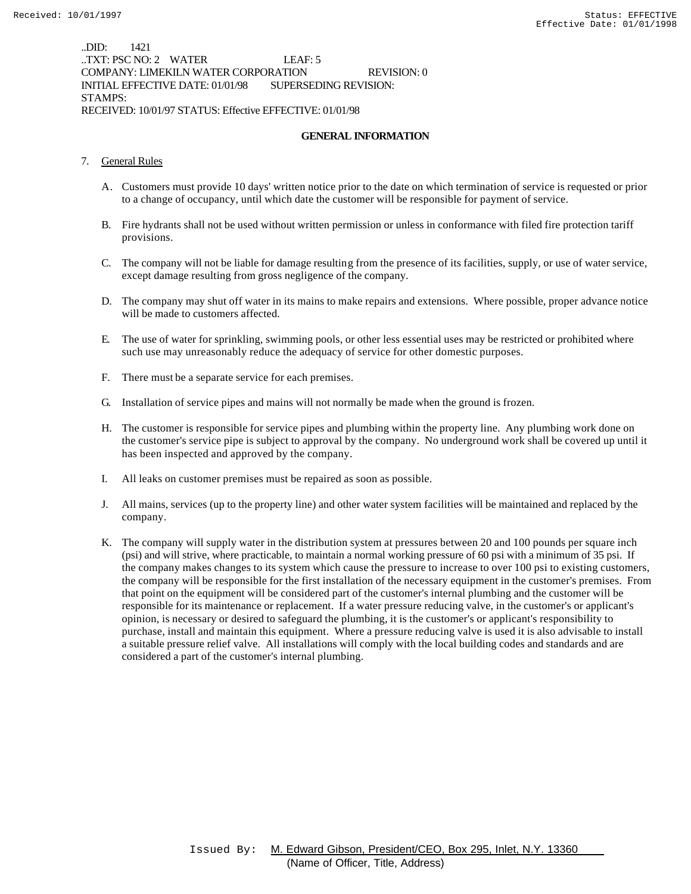..DID: 1421
..TXT: PSC NO: 2 WATER LEAF: 5
COMPANY: LIMEKILN WATER CORPORATION REVISION: 0
INITIAL EFFECTIVE DATE: 01/01/98 SUPERSEDING REVISION:
STAMPS:
RECEIVED: 10/01/97 STATUS: Effective EFFECTIVE: 01/01/98

## GENERAL INFORMATION

7. General Rules

   A. Customers must provide 10 days' written notice prior to the date on which termination of service is requested or prior to a change of occupancy, until which date the customer will be responsible for payment of service.

   B. Fire hydrants shall not be used without written permission or unless in conformance with filed fire protection tariff provisions.

   C. The company will not be liable for damage resulting from the presence of its facilities, supply, or use of water service, except damage resulting from gross negligence of the company.

   D. The company may shut off water in its mains to make repairs and extensions. Where possible, proper advance notice will be made to customers affected.

   E. The use of water for sprinkling, swimming pools, or other less essential uses may be restricted or prohibited where such use may unreasonably reduce the adequacy of service for other domestic purposes.

   F. There must be a separate service for each premises.

   G. Installation of service pipes and mains will not normally be made when the ground is frozen.

   H. The customer is responsible for service pipes and plumbing within the property line. Any plumbing work done on the customer's service pipe is subject to approval by the company. No underground work shall be covered up until it has been inspected and approved by the company.

   I. All leaks on customer premises must be repaired as soon as possible.

   J. All mains, services (up to the property line) and other water system facilities will be maintained and replaced by the company.

   K. The company will supply water in the distribution system at pressures between 20 and 100 pounds per square inch (psi) and will strive, where practicable, to maintain a normal working pressure of 60 psi with a minimum of 35 psi. If the company makes changes to its system which cause the pressure to increase to over 100 psi to existing customers, the company will be responsible for the first installation of the necessary equipment in the customer's premises. From that point on the equipment will be considered part of the customer's internal plumbing and the customer will be responsible for its maintenance or replacement. If a water pressure reducing valve, in the customer's or applicant's opinion, is necessary or desired to safeguard the plumbing, it is the customer's or applicant's responsibility to purchase, install and maintain this equipment. Where a pressure reducing valve is used it is also advisable to install a suitable pressure relief valve. All installations will comply with the local building codes and standards and are considered a part of the customer's internal plumbing.

Issued By: M. Edward Gibson, President/CEO, Box 295, Inlet, N.Y. 13360
(Name of Officer, Title, Address)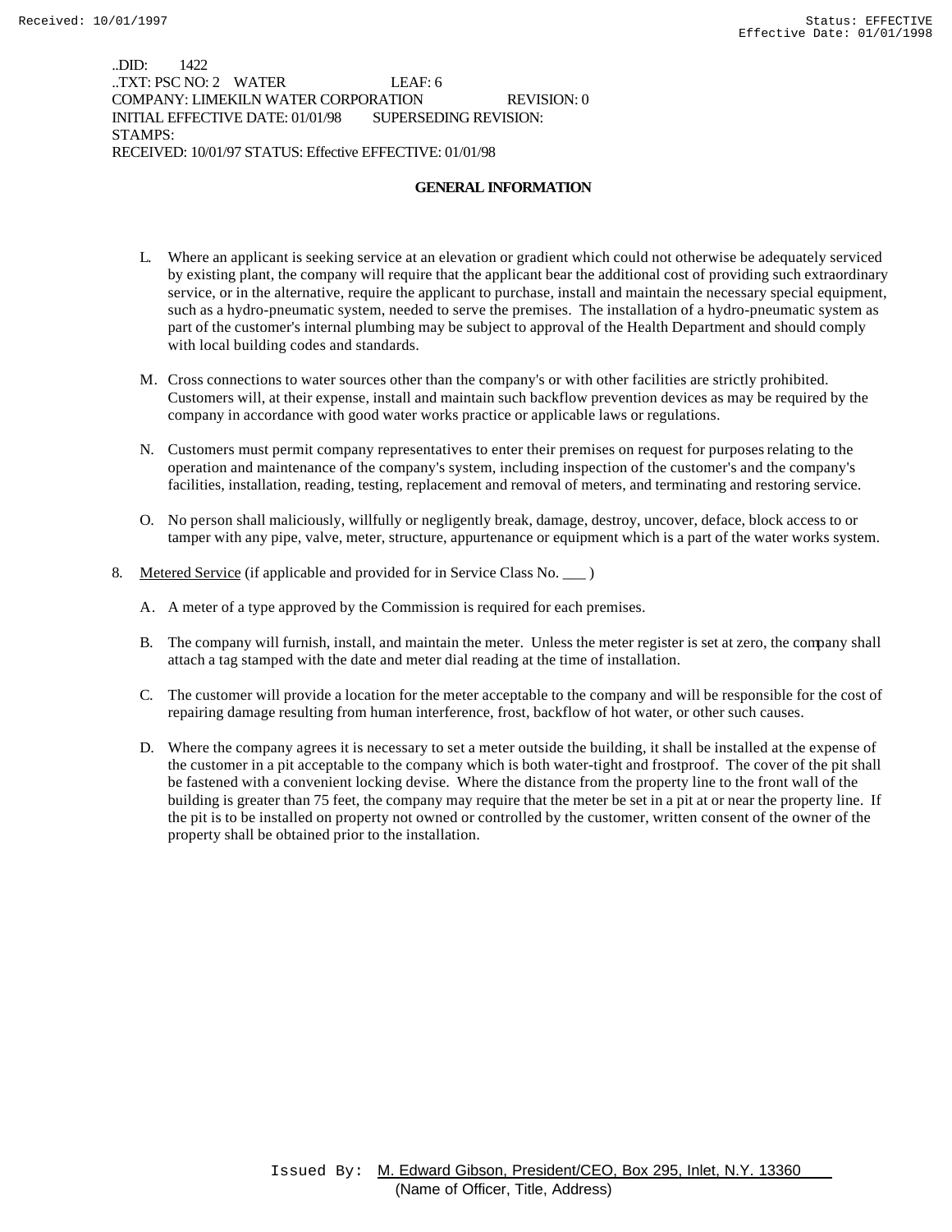..DID: 1422
..TXT: PSC NO: 2 WATER LEAF: 6
COMPANY: LIMEKILN WATER CORPORATION REVISION: 0
INITIAL EFFECTIVE DATE: 01/01/98 SUPERSEDING REVISION:
STAMPS:
RECEIVED: 10/01/97 STATUS: Effective EFFECTIVE: 01/01/98

## GENERAL INFORMATION

L. Where an applicant is seeking service at an elevation or gradient which could not otherwise be adequately serviced by existing plant, the company will require that the applicant bear the additional cost of providing such extraordinary service, or in the alternative, require the applicant to purchase, install and maintain the necessary special equipment, such as a hydro-pneumatic system, needed to serve the premises. The installation of a hydro-pneumatic system as part of the customer's internal plumbing may be subject to approval of the Health Department and should comply with local building codes and standards.

M. Cross connections to water sources other than the company's or with other facilities are strictly prohibited. Customers will, at their expense, install and maintain such backflow prevention devices as may be required by the company in accordance with good water works practice or applicable laws or regulations.

N. Customers must permit company representatives to enter their premises on request for purposes relating to the operation and maintenance of the company's system, including inspection of the customer's and the company's facilities, installation, reading, testing, replacement and removal of meters, and terminating and restoring service.

O. No person shall maliciously, willfully or negligently break, damage, destroy, uncover, deface, block access to or tamper with any pipe, valve, meter, structure, appurtenance or equipment which is a part of the water works system.

8. Metered Service (if applicable and provided for in Service Class No. ___ )

A. A meter of a type approved by the Commission is required for each premises.

B. The company will furnish, install, and maintain the meter. Unless the meter register is set at zero, the company shall attach a tag stamped with the date and meter dial reading at the time of installation.

C. The customer will provide a location for the meter acceptable to the company and will be responsible for the cost of repairing damage resulting from human interference, frost, backflow of hot water, or other such causes.

D. Where the company agrees it is necessary to set a meter outside the building, it shall be installed at the expense of the customer in a pit acceptable to the company which is both water-tight and frostproof. The cover of the pit shall be fastened with a convenient locking devise. Where the distance from the property line to the front wall of the building is greater than 75 feet, the company may require that the meter be set in a pit at or near the property line. If the pit is to be installed on property not owned or controlled by the customer, written consent of the owner of the property shall be obtained prior to the installation.

Issued By: M. Edward Gibson, President/CEO, Box 295, Inlet, N.Y. 13360
(Name of Officer, Title, Address)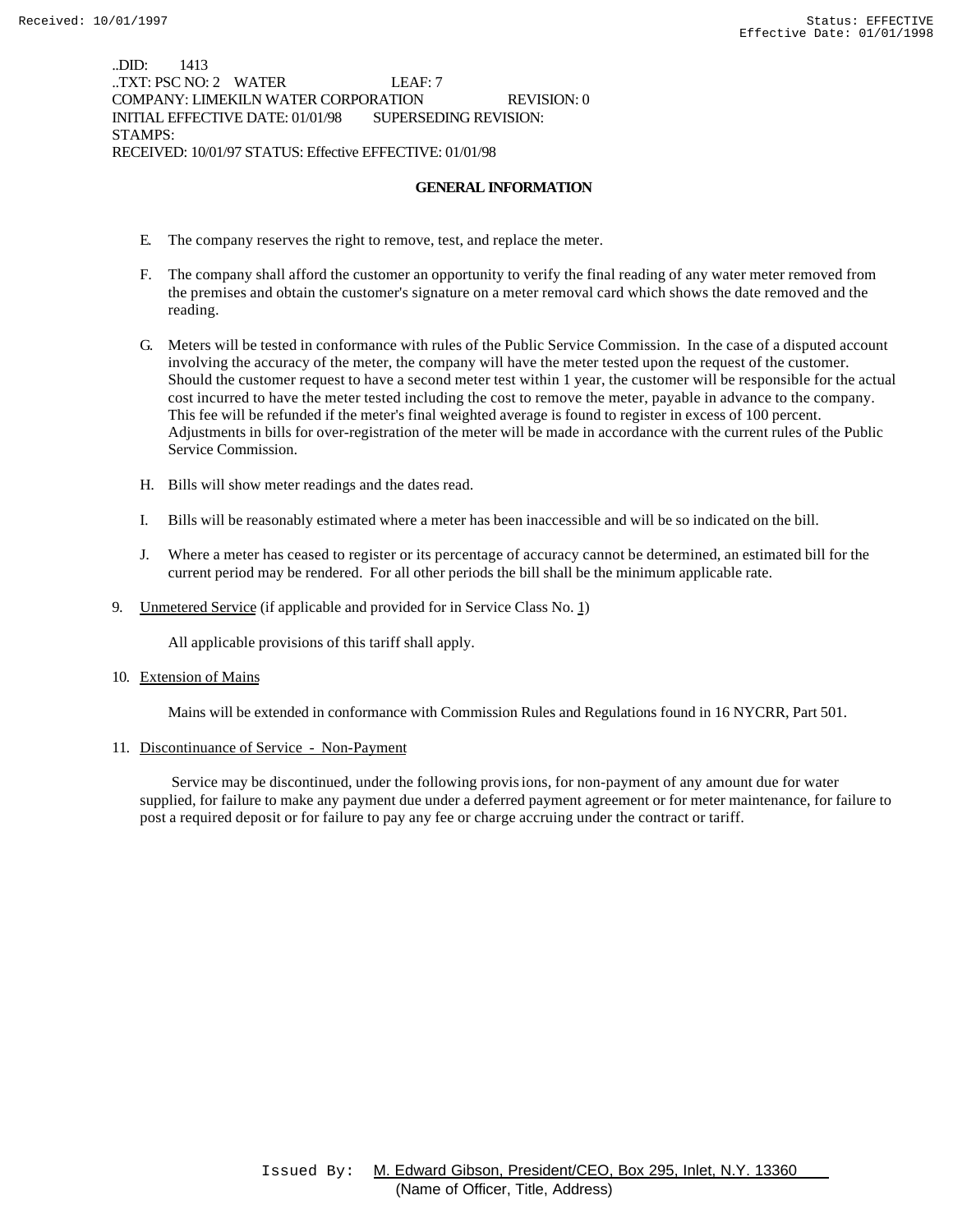..DID: 1413
..TXT: PSC NO: 2 WATER LEAF: 7
COMPANY: LIMEKILN WATER CORPORATION REVISION: 0
INITIAL EFFECTIVE DATE: 01/01/98 SUPERSEDING REVISION:
STAMPS:
RECEIVED: 10/01/97 STATUS: Effective EFFECTIVE: 01/01/98

## GENERAL INFORMATION

E. The company reserves the right to remove, test, and replace the meter.

F. The company shall afford the customer an opportunity to verify the final reading of any water meter removed from the premises and obtain the customer's signature on a meter removal card which shows the date removed and the reading.

G. Meters will be tested in conformance with rules of the Public Service Commission. In the case of a disputed account involving the accuracy of the meter, the company will have the meter tested upon the request of the customer. Should the customer request to have a second meter test within 1 year, the customer will be responsible for the actual cost incurred to have the meter tested including the cost to remove the meter, payable in advance to the company. This fee will be refunded if the meter's final weighted average is found to register in excess of 100 percent. Adjustments in bills for over-registration of the meter will be made in accordance with the current rules of the Public Service Commission.

H. Bills will show meter readings and the dates read.

I. Bills will be reasonably estimated where a meter has been inaccessible and will be so indicated on the bill.

J. Where a meter has ceased to register or its percentage of accuracy cannot be determined, an estimated bill for the current period may be rendered. For all other periods the bill shall be the minimum applicable rate.

9. Unmetered Service (if applicable and provided for in Service Class No. 1)

   All applicable provisions of this tariff shall apply.

10. Extension of Mains

   Mains will be extended in conformance with Commission Rules and Regulations found in 16 NYCRR, Part 501.

11. Discontinuance of Service - Non-Payment

   Service may be discontinued, under the following provisions, for non-payment of any amount due for water supplied, for failure to make any payment due under a deferred payment agreement or for meter maintenance, for failure to post a required deposit or for failure to pay any fee or charge accruing under the contract or tariff.

Issued By: M. Edward Gibson, President/CEO, Box 295, Inlet, N.Y. 13360
(Name of Officer, Title, Address)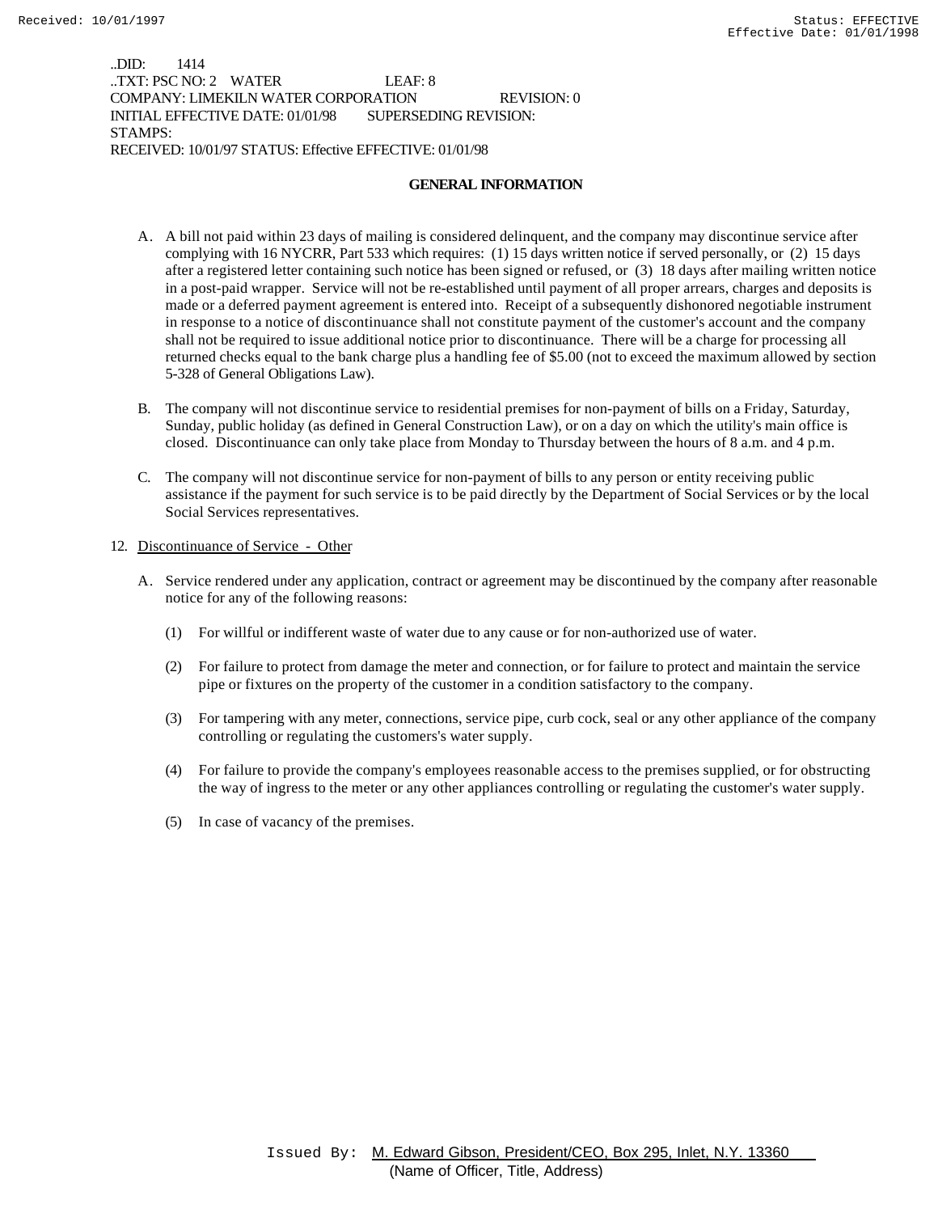..DID: 1414
..TXT: PSC NO: 2 WATER LEAF: 8
COMPANY: LIMEKILN WATER CORPORATION REVISION: 0
INITIAL EFFECTIVE DATE: 01/01/98 SUPERSEDING REVISION:
STAMPS:
RECEIVED: 10/01/97 STATUS: Effective EFFECTIVE: 01/01/98

## GENERAL INFORMATION

A. A bill not paid within 23 days of mailing is considered delinquent, and the company may discontinue service after complying with 16 NYCRR, Part 533 which requires: (1) 15 days written notice if served personally, or (2) 15 days after a registered letter containing such notice has been signed or refused, or (3) 18 days after mailing written notice in a post-paid wrapper. Service will not be re-established until payment of all proper arrears, charges and deposits is made or a deferred payment agreement is entered into. Receipt of a subsequently dishonored negotiable instrument in response to a notice of discontinuance shall not constitute payment of the customer's account and the company shall not be required to issue additional notice prior to discontinuance. There will be a charge for processing all returned checks equal to the bank charge plus a handling fee of $5.00 (not to exceed the maximum allowed by section 5-328 of General Obligations Law).

B. The company will not discontinue service to residential premises for non-payment of bills on a Friday, Saturday, Sunday, public holiday (as defined in General Construction Law), or on a day on which the utility's main office is closed. Discontinuance can only take place from Monday to Thursday between the hours of 8 a.m. and 4 p.m.

C. The company will not discontinue service for non-payment of bills to any person or entity receiving public assistance if the payment for such service is to be paid directly by the Department of Social Services or by the local Social Services representatives.

12. Discontinuance of Service - Other

A. Service rendered under any application, contract or agreement may be discontinued by the company after reasonable notice for any of the following reasons:

(1) For willful or indifferent waste of water due to any cause or for non-authorized use of water.

(2) For failure to protect from damage the meter and connection, or for failure to protect and maintain the service pipe or fixtures on the property of the customer in a condition satisfactory to the company.

(3) For tampering with any meter, connections, service pipe, curb cock, seal or any other appliance of the company controlling or regulating the customers's water supply.

(4) For failure to provide the company's employees reasonable access to the premises supplied, or for obstructing the way of ingress to the meter or any other appliances controlling or regulating the customer's water supply.

(5) In case of vacancy of the premises.

Issued By: M. Edward Gibson, President/CEO, Box 295, Inlet, N.Y. 13360
(Name of Officer, Title, Address)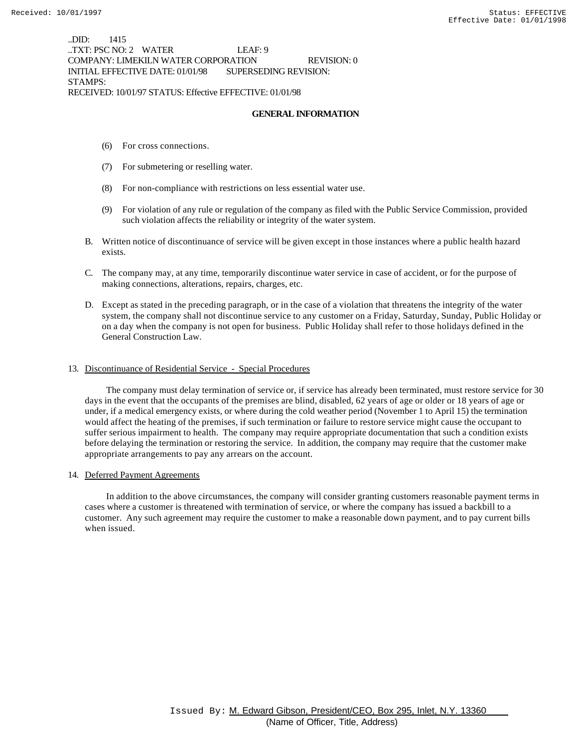..DID: 1415
..TXT: PSC NO: 2 WATER LEAF: 9
COMPANY: LIMEKILN WATER CORPORATION REVISION: 0
INITIAL EFFECTIVE DATE: 01/01/98 SUPERSEDING REVISION:
STAMPS:
RECEIVED: 10/01/97 STATUS: Effective EFFECTIVE: 01/01/98

**GENERAL INFORMATION**

(6) For cross connections.

(7) For submetering or reselling water.

(8) For non-compliance with restrictions on less essential water use.

(9) For violation of any rule or regulation of the company as filed with the Public Service Commission, provided such violation affects the reliability or integrity of the water system.

B. Written notice of discontinuance of service will be given except in those instances where a public health hazard exists.

C. The company may, at any time, temporarily discontinue water service in case of accident, or for the purpose of making connections, alterations, repairs, charges, etc.

D. Except as stated in the preceding paragraph, or in the case of a violation that threatens the integrity of the water system, the company shall not discontinue service to any customer on a Friday, Saturday, Sunday, Public Holiday or on a day when the company is not open for business. Public Holiday shall refer to those holidays defined in the General Construction Law.

13. Discontinuance of Residential Service - Special Procedures

The company must delay termination of service or, if service has already been terminated, must restore service for 30 days in the event that the occupants of the premises are blind, disabled, 62 years of age or older or 18 years of age or under, if a medical emergency exists, or where during the cold weather period (November 1 to April 15) the termination would affect the heating of the premises, if such termination or failure to restore service might cause the occupant to suffer serious impairment to health. The company may require appropriate documentation that such a condition exists before delaying the termination or restoring the service. In addition, the company may require that the customer make appropriate arrangements to pay any arrears on the account.

14. Deferred Payment Agreements

In addition to the above circumstances, the company will consider granting customers reasonable payment terms in cases where a customer is threatened with termination of service, or where the company has issued a backbill to a customer. Any such agreement may require the customer to make a reasonable down payment, and to pay current bills when issued.

Issued By: M. Edward Gibson, President/CEO, Box 295, Inlet, N.Y. 13360
(Name of Officer, Title, Address)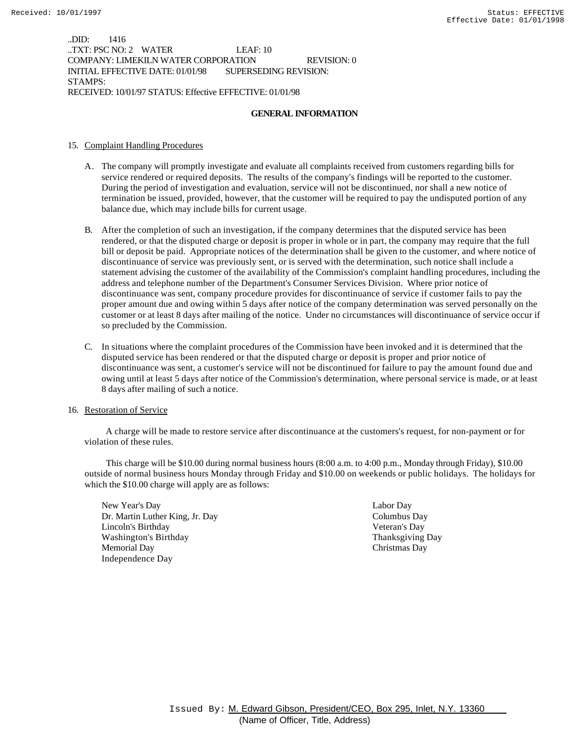..DID: 1416
..TXT: PSC NO: 2 WATER LEAF: 10
COMPANY: LIMEKILN WATER CORPORATION REVISION: 0
INITIAL EFFECTIVE DATE: 01/01/98 SUPERSEDING REVISION:
STAMPS:
RECEIVED: 10/01/97 STATUS: Effective EFFECTIVE: 01/01/98

## GENERAL INFORMATION

15. Complaint Handling Procedures

A. The company will promptly investigate and evaluate all complaints received from customers regarding bills for service rendered or required deposits. The results of the company's findings will be reported to the customer. During the period of investigation and evaluation, service will not be discontinued, nor shall a new notice of termination be issued, provided, however, that the customer will be required to pay the undisputed portion of any balance due, which may include bills for current usage.

B. After the completion of such an investigation, if the company determines that the disputed service has been rendered, or that the disputed charge or deposit is proper in whole or in part, the company may require that the full bill or deposit be paid. Appropriate notices of the determination shall be given to the customer, and where notice of discontinuance of service was previously sent, or is served with the determination, such notice shall include a statement advising the customer of the availability of the Commission's complaint handling procedures, including the address and telephone number of the Department's Consumer Services Division. Where prior notice of discontinuance was sent, company procedure provides for discontinuance of service if customer fails to pay the proper amount due and owing within 5 days after notice of the company determination was served personally on the customer or at least 8 days after mailing of the notice. Under no circumstances will discontinuance of service occur if so precluded by the Commission.

C. In situations where the complaint procedures of the Commission have been invoked and it is determined that the disputed service has been rendered or that the disputed charge or deposit is proper and prior notice of discontinuance was sent, a customer's service will not be discontinued for failure to pay the amount found due and owing until at least 5 days after notice of the Commission's determination, where personal service is made, or at least 8 days after mailing of such a notice.

16. Restoration of Service

A charge will be made to restore service after discontinuance at the customers's request, for non-payment or for violation of these rules.

This charge will be $10.00 during normal business hours (8:00 a.m. to 4:00 p.m., Monday through Friday), $10.00 outside of normal business hours Monday through Friday and $10.00 on weekends or public holidays. The holidays for which the $10.00 charge will apply are as follows:

- New Year's Day
- Dr. Martin Luther King, Jr. Day
- Lincoln's Birthday
- Washington's Birthday
- Memorial Day
- Independence Day
- Labor Day
- Columbus Day
- Veteran's Day
- Thanksgiving Day
- Christmas Day

Issued By: M. Edward Gibson, President/CEO, Box 295, Inlet, N.Y. 13360
(Name of Officer, Title, Address)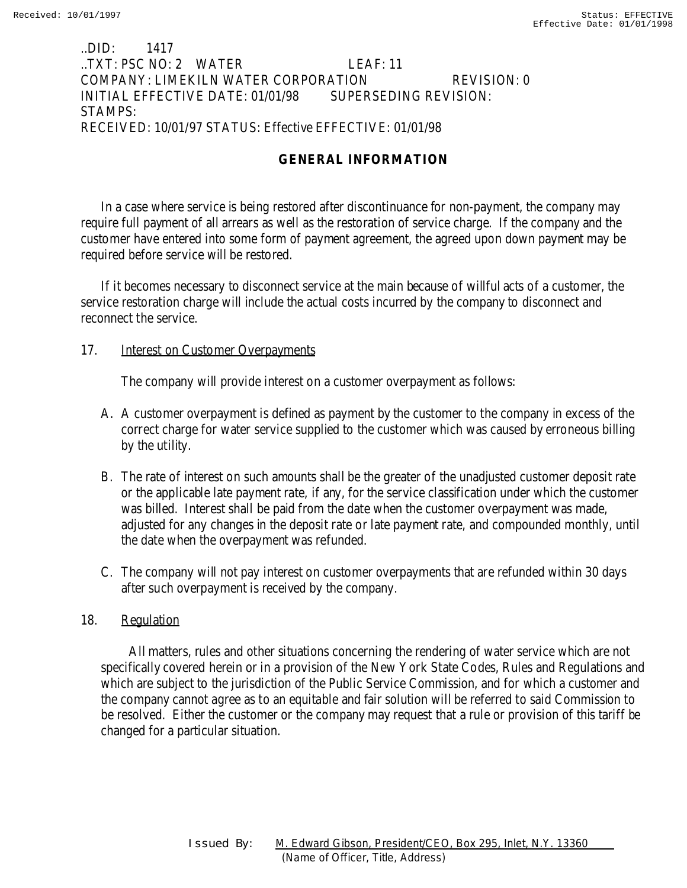..DID: 1417
..TXT: PSC NO: 2 WATER LEAF: 11
COMPANY: LIMEKILN WATER CORPORATION REVISION: 0
INITIAL EFFECTIVE DATE: 01/01/98 SUPERSEDING REVISION:
STAMPS:
RECEIVED: 10/01/97 STATUS: Effective EFFECTIVE: 01/01/98

## GENERAL INFORMATION

In a case where service is being restored after discontinuance for non-payment, the company may require full payment of all arrears as well as the restoration of service charge. If the company and the customer have entered into some form of payment agreement, the agreed upon down payment may be required before service will be restored.

If it becomes necessary to disconnect service at the main because of willful acts of a customer, the service restoration charge will include the actual costs incurred by the company to disconnect and reconnect the service.

17. Interest on Customer Overpayments

The company will provide interest on a customer overpayment as follows:

A. A customer overpayment is defined as payment by the customer to the company in excess of the correct charge for water service supplied to the customer which was caused by erroneous billing by the utility.

B. The rate of interest on such amounts shall be the greater of the unadjusted customer deposit rate or the applicable late payment rate, if any, for the service classification under which the customer was billed. Interest shall be paid from the date when the customer overpayment was made, adjusted for any changes in the deposit rate or late payment rate, and compounded monthly, until the date when the overpayment was refunded.

C. The company will not pay interest on customer overpayments that are refunded within 30 days after such overpayment is received by the company.

18. Regulation

All matters, rules and other situations concerning the rendering of water service which are not specifically covered herein or in a provision of the New York State Codes, Rules and Regulations and which are subject to the jurisdiction of the Public Service Commission, and for which a customer and the company cannot agree as to an equitable and fair solution will be referred to said Commission to be resolved. Either the customer or the company may request that a rule or provision of this tariff be changed for a particular situation.

Issued By: M. Edward Gibson, President/CEO, Box 295, Inlet, N.Y. 13360
(Name of Officer, Title, Address)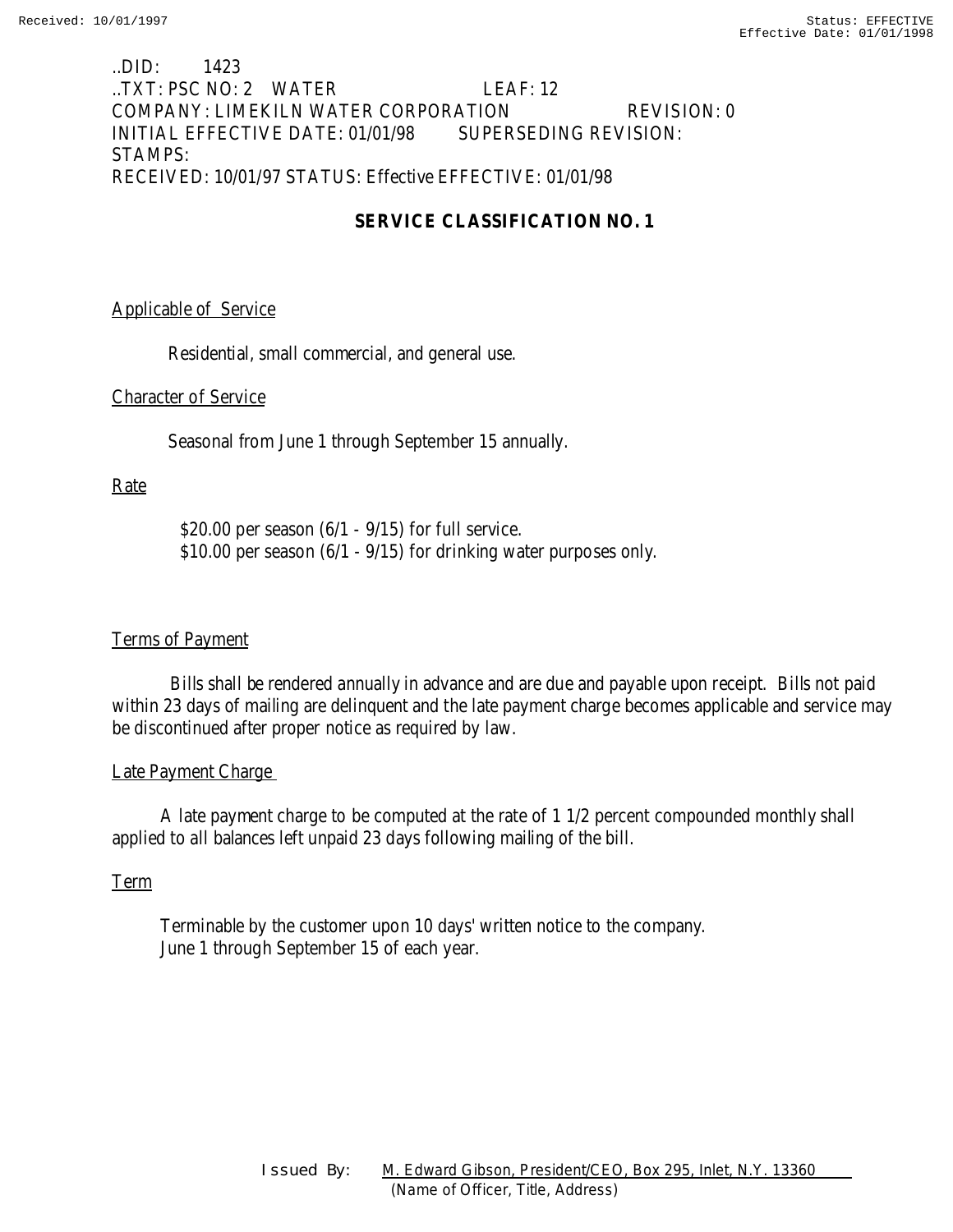..DID: 1423
..TXT: PSC NO: 2 WATER LEAF: 12
COMPANY: LIMEKILN WATER CORPORATION REVISION: 0
INITIAL EFFECTIVE DATE: 01/01/98 SUPERSEDING REVISION:
STAMPS:
RECEIVED: 10/01/97 STATUS: Effective EFFECTIVE: 01/01/98

## SERVICE CLASSIFICATION NO. 1

Applicable of Service

Residential, small commercial, and general use.

Character of Service

Seasonal from June 1 through September 15 annually.

Rate

$20.00 per season (6/1 - 9/15) for full service.
$10.00 per season (6/1 - 9/15) for drinking water purposes only.

Terms of Payment

Bills shall be rendered annually in advance and are due and payable upon receipt. Bills not paid within 23 days of mailing are delinquent and the late payment charge becomes applicable and service may be discontinued after proper notice as required by law.

Late Payment Charge

A late payment charge to be computed at the rate of 1 1/2 percent compounded monthly shall applied to all balances left unpaid 23 days following mailing of the bill.

Term

Terminable by the customer upon 10 days' written notice to the company.
June 1 through September 15 of each year.

Issued By: M. Edward Gibson, President/CEO, Box 295, Inlet, N.Y. 13360
(Name of Officer, Title, Address)